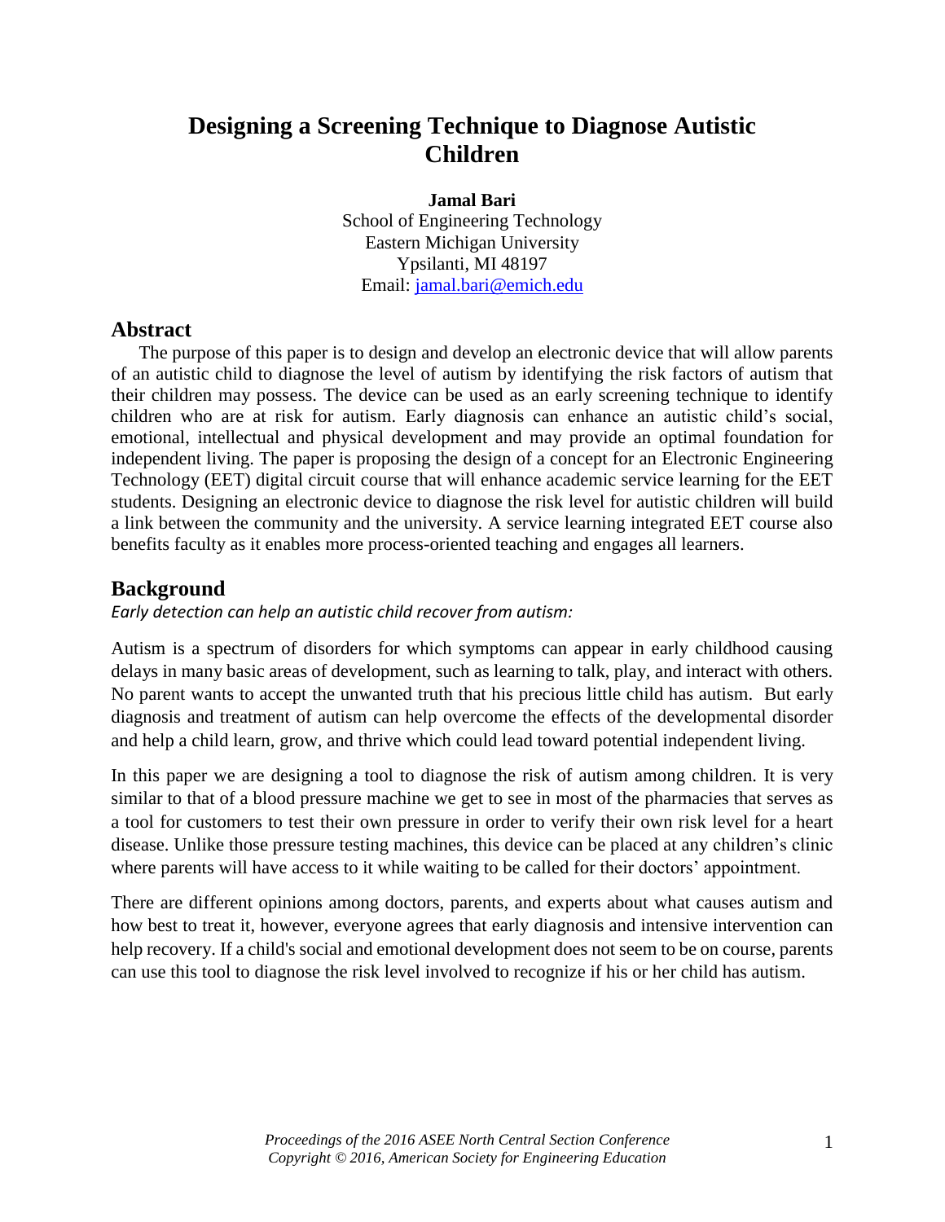# Designing a Screening Technique to Diagnose Autistic Children

**Jamal Bari**
School of Engineering Technology
Eastern Michigan University
Ypsilanti, MI 48197
Email: jamal.bari@emich.edu

## Abstract

The purpose of this paper is to design and develop an electronic device that will allow parents of an autistic child to diagnose the level of autism by identifying the risk factors of autism that their children may possess. The device can be used as an early screening technique to identify children who are at risk for autism. Early diagnosis can enhance an autistic child's social, emotional, intellectual and physical development and may provide an optimal foundation for independent living. The paper is proposing the design of a concept for an Electronic Engineering Technology (EET) digital circuit course that will enhance academic service learning for the EET students. Designing an electronic device to diagnose the risk level for autistic children will build a link between the community and the university. A service learning integrated EET course also benefits faculty as it enables more process-oriented teaching and engages all learners.

## Background

*Early detection can help an autistic child recover from autism:*

Autism is a spectrum of disorders for which symptoms can appear in early childhood causing delays in many basic areas of development, such as learning to talk, play, and interact with others. No parent wants to accept the unwanted truth that his precious little child has autism. But early diagnosis and treatment of autism can help overcome the effects of the developmental disorder and help a child learn, grow, and thrive which could lead toward potential independent living.

In this paper we are designing a tool to diagnose the risk of autism among children. It is very similar to that of a blood pressure machine we get to see in most of the pharmacies that serves as a tool for customers to test their own pressure in order to verify their own risk level for a heart disease. Unlike those pressure testing machines, this device can be placed at any children's clinic where parents will have access to it while waiting to be called for their doctors' appointment.

There are different opinions among doctors, parents, and experts about what causes autism and how best to treat it, however, everyone agrees that early diagnosis and intensive intervention can help recovery. If a child's social and emotional development does not seem to be on course, parents can use this tool to diagnose the risk level involved to recognize if his or her child has autism.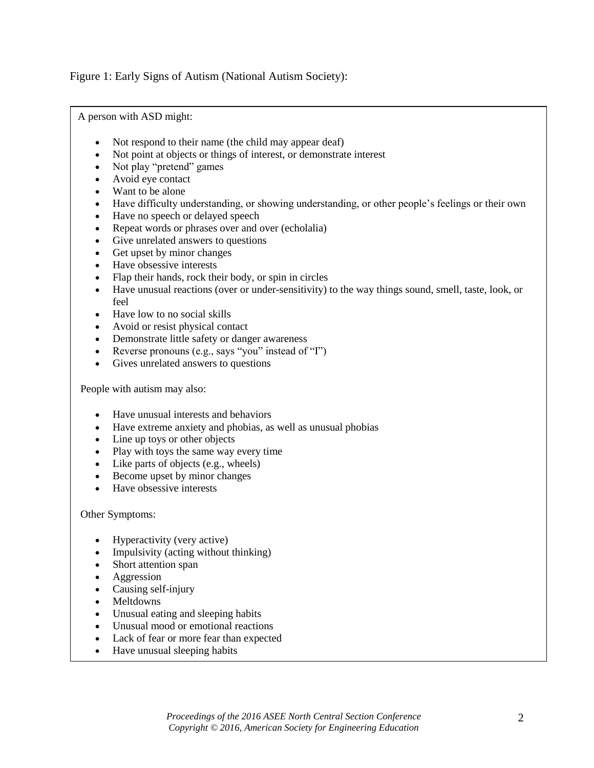Figure 1: Early Signs of Autism (National Autism Society):

A person with ASD might:

- Not respond to their name (the child may appear deaf)
- Not point at objects or things of interest, or demonstrate interest
- Not play "pretend" games
- Avoid eye contact
- Want to be alone
- Have difficulty understanding, or showing understanding, or other people's feelings or their own
- Have no speech or delayed speech
- Repeat words or phrases over and over (echolalia)
- Give unrelated answers to questions
- Get upset by minor changes
- Have obsessive interests
- Flap their hands, rock their body, or spin in circles
- Have unusual reactions (over or under-sensitivity) to the way things sound, smell, taste, look, or feel
- Have low to no social skills
- Avoid or resist physical contact
- Demonstrate little safety or danger awareness
- Reverse pronouns (e.g., says "you" instead of "I")
- Gives unrelated answers to questions

People with autism may also:

- Have unusual interests and behaviors
- Have extreme anxiety and phobias, as well as unusual phobias
- Line up toys or other objects
- Play with toys the same way every time
- Like parts of objects (e.g., wheels)
- Become upset by minor changes
- Have obsessive interests

Other Symptoms:

- Hyperactivity (very active)
- Impulsivity (acting without thinking)
- Short attention span
- Aggression
- Causing self-injury
- Meltdowns
- Unusual eating and sleeping habits
- Unusual mood or emotional reactions
- Lack of fear or more fear than expected
- Have unusual sleeping habits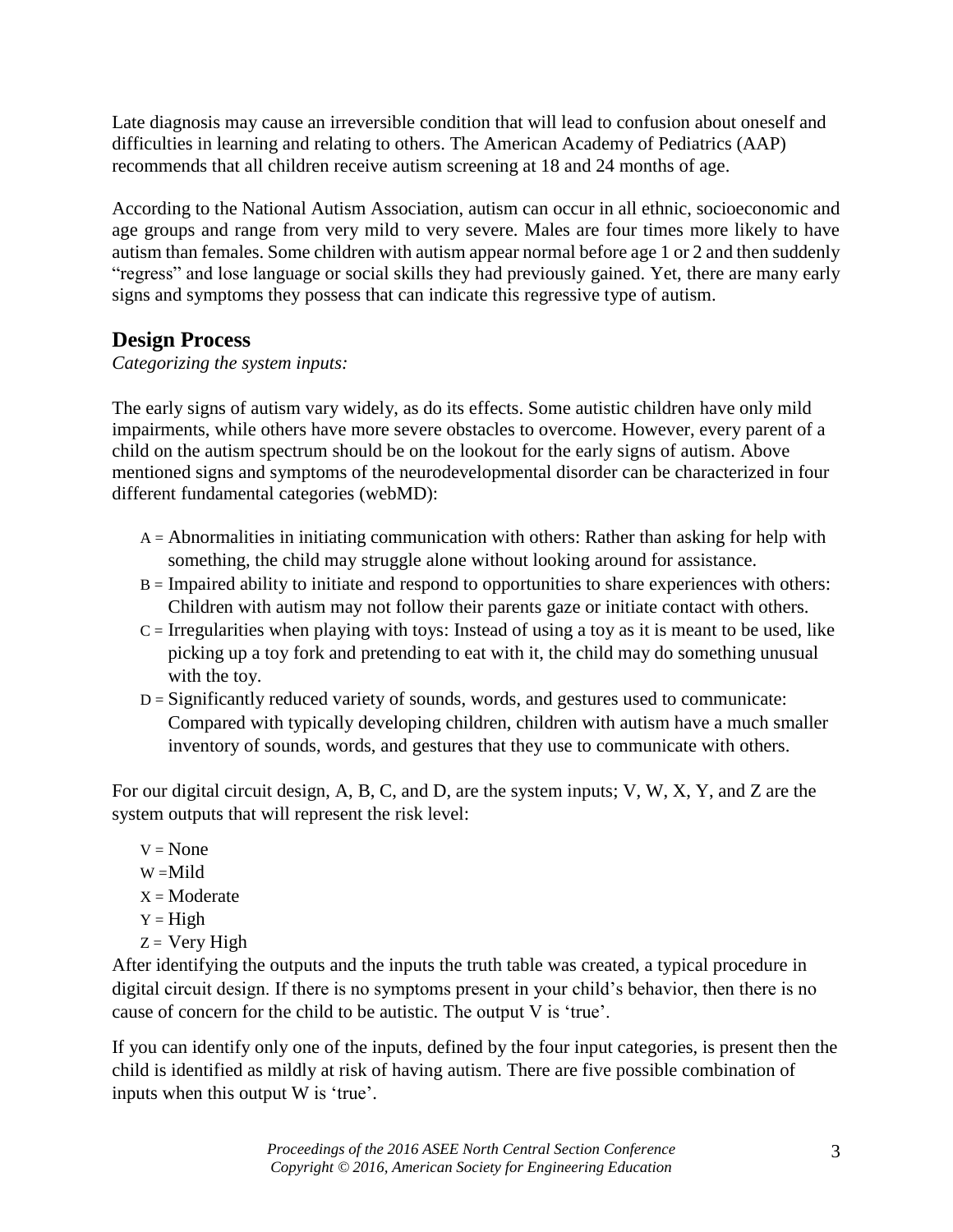Late diagnosis may cause an irreversible condition that will lead to confusion about oneself and difficulties in learning and relating to others. The American Academy of Pediatrics (AAP) recommends that all children receive autism screening at 18 and 24 months of age.

According to the National Autism Association, autism can occur in all ethnic, socioeconomic and age groups and range from very mild to very severe. Males are four times more likely to have autism than females. Some children with autism appear normal before age 1 or 2 and then suddenly "regress" and lose language or social skills they had previously gained. Yet, there are many early signs and symptoms they possess that can indicate this regressive type of autism.

## Design Process

*Categorizing the system inputs:*

The early signs of autism vary widely, as do its effects. Some autistic children have only mild impairments, while others have more severe obstacles to overcome. However, every parent of a child on the autism spectrum should be on the lookout for the early signs of autism. Above mentioned signs and symptoms of the neurodevelopmental disorder can be characterized in four different fundamental categories (webMD):

- A = Abnormalities in initiating communication with others: Rather than asking for help with something, the child may struggle alone without looking around for assistance.
- B = Impaired ability to initiate and respond to opportunities to share experiences with others: Children with autism may not follow their parents gaze or initiate contact with others.
- C = Irregularities when playing with toys: Instead of using a toy as it is meant to be used, like picking up a toy fork and pretending to eat with it, the child may do something unusual with the toy.
- D = Significantly reduced variety of sounds, words, and gestures used to communicate: Compared with typically developing children, children with autism have a much smaller inventory of sounds, words, and gestures that they use to communicate with others.

For our digital circuit design, A, B, C, and D, are the system inputs; V, W, X, Y, and Z are the system outputs that will represent the risk level:

- V = None
- W =Mild
- X = Moderate
- Y = High
- Z = Very High

After identifying the outputs and the inputs the truth table was created, a typical procedure in digital circuit design. If there is no symptoms present in your child's behavior, then there is no cause of concern for the child to be autistic. The output V is 'true'.

If you can identify only one of the inputs, defined by the four input categories, is present then the child is identified as mildly at risk of having autism. There are five possible combination of inputs when this output W is 'true'.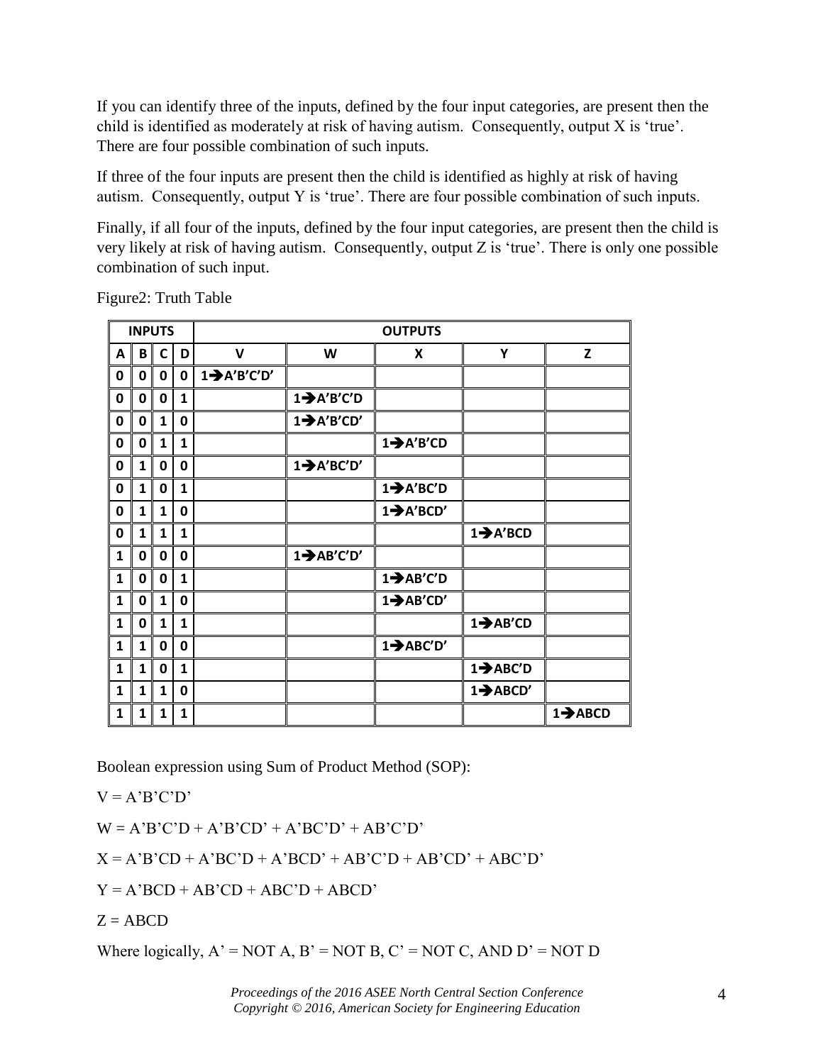If you can identify three of the inputs, defined by the four input categories, are present then the child is identified as moderately at risk of having autism. Consequently, output X is 'true'. There are four possible combination of such inputs.

If three of the four inputs are present then the child is identified as highly at risk of having autism. Consequently, output Y is 'true'. There are four possible combination of such inputs.

Finally, if all four of the inputs, defined by the four input categories, are present then the child is very likely at risk of having autism. Consequently, output Z is 'true'. There is only one possible combination of such input.

Figure2: Truth Table

| INPUTS | | | | OUTPUTS | | | | |
|---|---|---|---|---|---|---|---|---|
| A | B | C | D | V | W | X | Y | Z |
| 0 | 0 | 0 | 0 | 1→A'B'C'D' | | | | |
| 0 | 0 | 0 | 1 | | 1→A'B'C'D | | | |
| 0 | 0 | 1 | 0 | | 1→A'B'CD' | | | |
| 0 | 0 | 1 | 1 | | | 1→A'B'CD | | |
| 0 | 1 | 0 | 0 | | 1→A'BC'D' | | | |
| 0 | 1 | 0 | 1 | | | 1→A'BC'D | | |
| 0 | 1 | 1 | 0 | | | 1→A'BCD' | | |
| 0 | 1 | 1 | 1 | | | | 1→A'BCD | |
| 1 | 0 | 0 | 0 | | 1→AB'C'D' | | | |
| 1 | 0 | 0 | 1 | | | 1→AB'C'D | | |
| 1 | 0 | 1 | 0 | | | 1→AB'CD' | | |
| 1 | 0 | 1 | 1 | | | | 1→AB'CD | |
| 1 | 1 | 0 | 0 | | | 1→ABC'D' | | |
| 1 | 1 | 0 | 1 | | | | 1→ABC'D | |
| 1 | 1 | 1 | 0 | | | | 1→ABCD' | |
| 1 | 1 | 1 | 1 | | | | | 1→ABCD |

Boolean expression using Sum of Product Method (SOP):

V = A'B'C'D'

W = A'B'C'D + A'B'CD' + A'BC'D' + AB'C'D'

X = A'B'CD + A'BC'D + A'BCD' + AB'C'D + AB'CD' + ABC'D'

Y = A'BCD + AB'CD + ABC'D + ABCD'

Z = ABCD

Where logically, A' = NOT A, B' = NOT B, C' = NOT C, AND D' = NOT D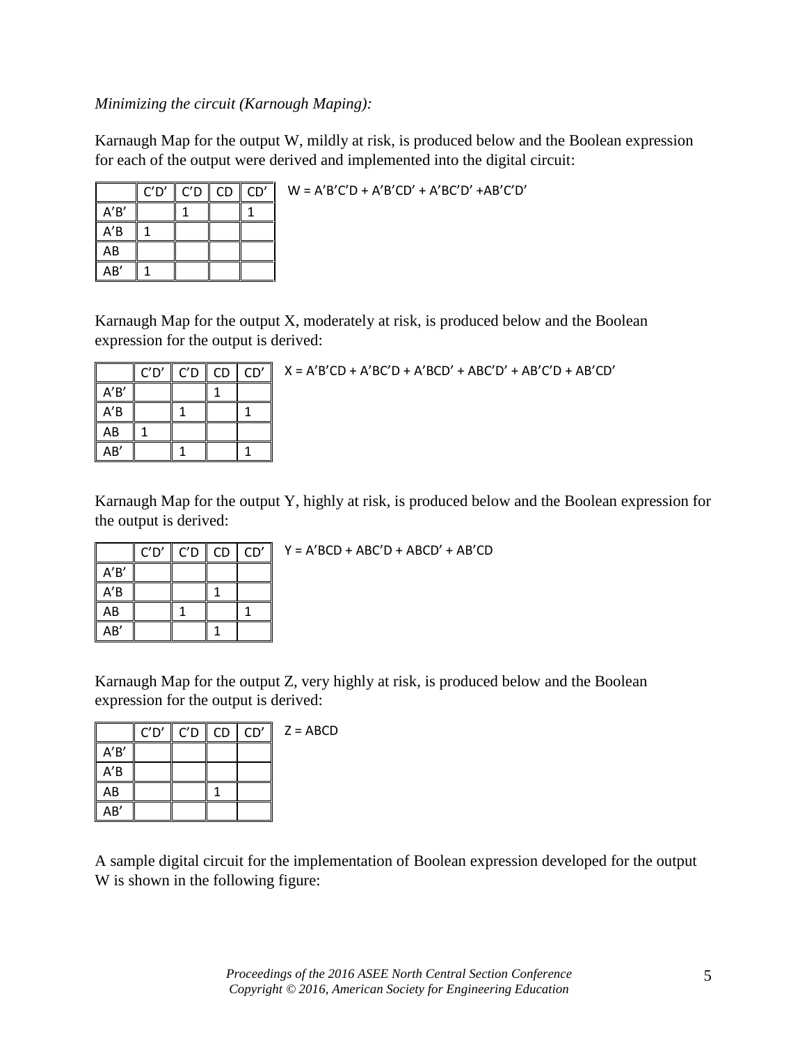*Minimizing the circuit (Karnough Maping):*

Karnaugh Map for the output W, mildly at risk, is produced below and the Boolean expression for each of the output were derived and implemented into the digital circuit:

|  | C’D’ | C’D | CD | CD’ |
|---|---|---|---|---|
| A’B’ |  | 1 |  | 1 |
| A’B | 1 |  |  |  |
| AB |  |  |  |  |
| AB’ | 1 |  |  |  |

W = A’B’C’D + A’B’CD’ + A’BC’D’ +AB’C’D’

Karnaugh Map for the output X, moderately at risk, is produced below and the Boolean expression for the output is derived:

|  | C’D’ | C’D | CD | CD’ |
|---|---|---|---|---|
| A’B’ |  |  | 1 |  |
| A’B |  | 1 |  | 1 |
| AB | 1 |  |  |  |
| AB’ |  | 1 |  | 1 |

X = A’B’CD + A’BC’D + A’BCD’ + ABC’D’ + AB’C’D + AB’CD’

Karnaugh Map for the output Y, highly at risk, is produced below and the Boolean expression for the output is derived:

|  | C’D’ | C’D | CD | CD’ |
|---|---|---|---|---|
| A’B’ |  |  |  |  |
| A’B |  |  | 1 |  |
| AB |  | 1 |  | 1 |
| AB’ |  |  | 1 |  |

Y = A’BCD + ABC’D + ABCD’ + AB’CD

Karnaugh Map for the output Z, very highly at risk, is produced below and the Boolean expression for the output is derived:

|  | C’D’ | C’D | CD | CD’ |
|---|---|---|---|---|
| A’B’ |  |  |  |  |
| A’B |  |  |  |  |
| AB |  |  | 1 |  |
| AB’ |  |  |  |  |

Z = ABCD

A sample digital circuit for the implementation of Boolean expression developed for the output W is shown in the following figure: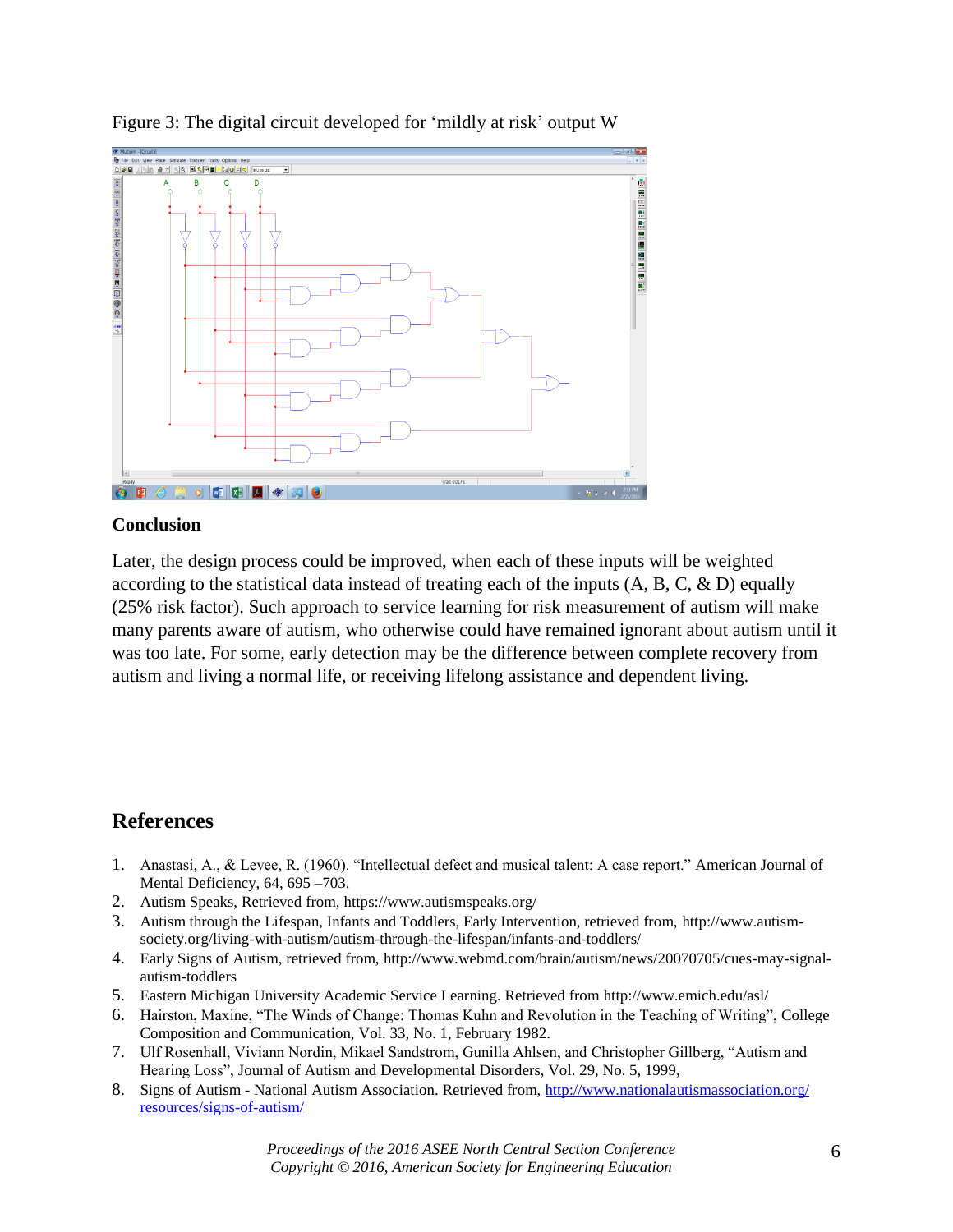Figure 3: The digital circuit developed for 'mildly at risk' output W

## Conclusion

Later, the design process could be improved, when each of these inputs will be weighted according to the statistical data instead of treating each of the inputs (A, B, C, & D) equally (25% risk factor). Such approach to service learning for risk measurement of autism will make many parents aware of autism, who otherwise could have remained ignorant about autism until it was too late. For some, early detection may be the difference between complete recovery from autism and living a normal life, or receiving lifelong assistance and dependent living.

## References

1. Anastasi, A., & Levee, R. (1960). "Intellectual defect and musical talent: A case report." American Journal of Mental Deficiency, 64, 695 –703.
2. Autism Speaks, Retrieved from, https://www.autismspeaks.org/
3. Autism through the Lifespan, Infants and Toddlers, Early Intervention, retrieved from, http://www.autism-society.org/living-with-autism/autism-through-the-lifespan/infants-and-toddlers/
4. Early Signs of Autism, retrieved from, http://www.webmd.com/brain/autism/news/20070705/cues-may-signal-autism-toddlers
5. Eastern Michigan University Academic Service Learning. Retrieved from http://www.emich.edu/asl/
6. Hairston, Maxine, "The Winds of Change: Thomas Kuhn and Revolution in the Teaching of Writing", College Composition and Communication, Vol. 33, No. 1, February 1982.
7. Ulf Rosenhall, Viviann Nordin, Mikael Sandstrom, Gunilla Ahlsen, and Christopher Gillberg, "Autism and Hearing Loss", Journal of Autism and Developmental Disorders, Vol. 29, No. 5, 1999,
8. Signs of Autism - National Autism Association. Retrieved from, http://www.nationalautismassociation.org/resources/signs-of-autism/